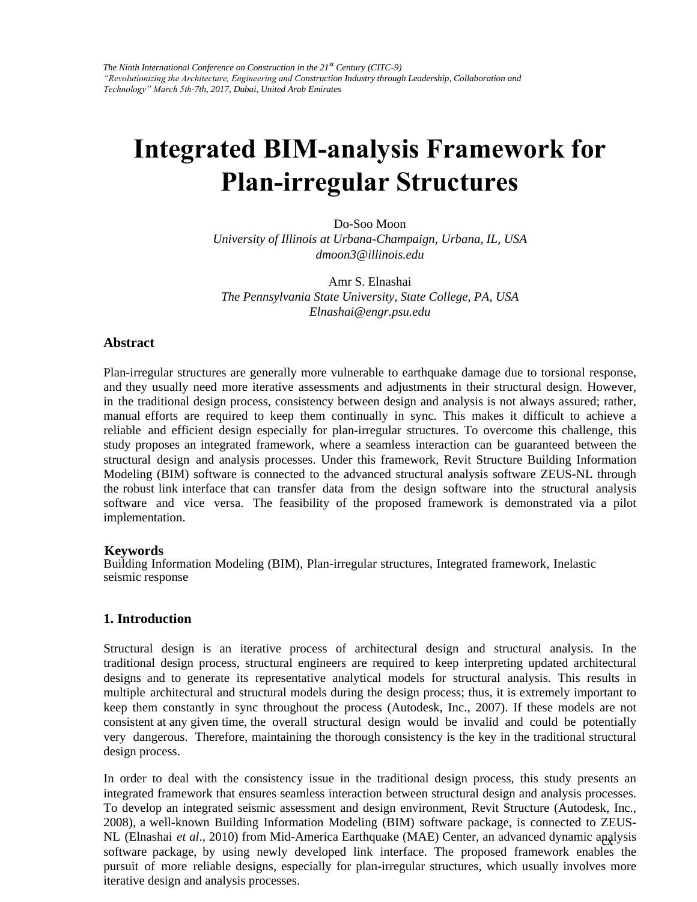# Integrated BIM-analysis Framework for Plan-irregular Structures

Do-Soo Moon
*University of Illinois at Urbana-Champaign, Urbana, IL, USA*
*dmoon3@illinois.edu*

Amr S. Elnashai
*The Pennsylvania State University, State College, PA, USA*
*Elnashai@engr.psu.edu*

## Abstract

Plan-irregular structures are generally more vulnerable to earthquake damage due to torsional response, and they usually need more iterative assessments and adjustments in their structural design. However, in the traditional design process, consistency between design and analysis is not always assured; rather, manual efforts are required to keep them continually in sync. This makes it difficult to achieve a reliable and efficient design especially for plan-irregular structures. To overcome this challenge, this study proposes an integrated framework, where a seamless interaction can be guaranteed between the structural design and analysis processes. Under this framework, Revit Structure Building Information Modeling (BIM) software is connected to the advanced structural analysis software ZEUS-NL through the robust link interface that can transfer data from the design software into the structural analysis software and vice versa. The feasibility of the proposed framework is demonstrated via a pilot implementation.

## Keywords

Building Information Modeling (BIM), Plan-irregular structures, Integrated framework, Inelastic seismic response

## 1. Introduction

Structural design is an iterative process of architectural design and structural analysis. In the traditional design process, structural engineers are required to keep interpreting updated architectural designs and to generate its representative analytical models for structural analysis. This results in multiple architectural and structural models during the design process; thus, it is extremely important to keep them constantly in sync throughout the process (Autodesk, Inc., 2007). If these models are not consistent at any given time, the overall structural design would be invalid and could be potentially very dangerous. Therefore, maintaining the thorough consistency is the key in the traditional structural design process.

In order to deal with the consistency issue in the traditional design process, this study presents an integrated framework that ensures seamless interaction between structural design and analysis processes. To develop an integrated seismic assessment and design environment, Revit Structure (Autodesk, Inc., 2008), a well-known Building Information Modeling (BIM) software package, is connected to ZEUS-NL (Elnashai *et al*., 2010) from Mid-America Earthquake (MAE) Center, an advanced dynamic analysis software package, by using newly developed link interface. The proposed framework enables the pursuit of more reliable designs, especially for plan-irregular structures, which usually involves more iterative design and analysis processes.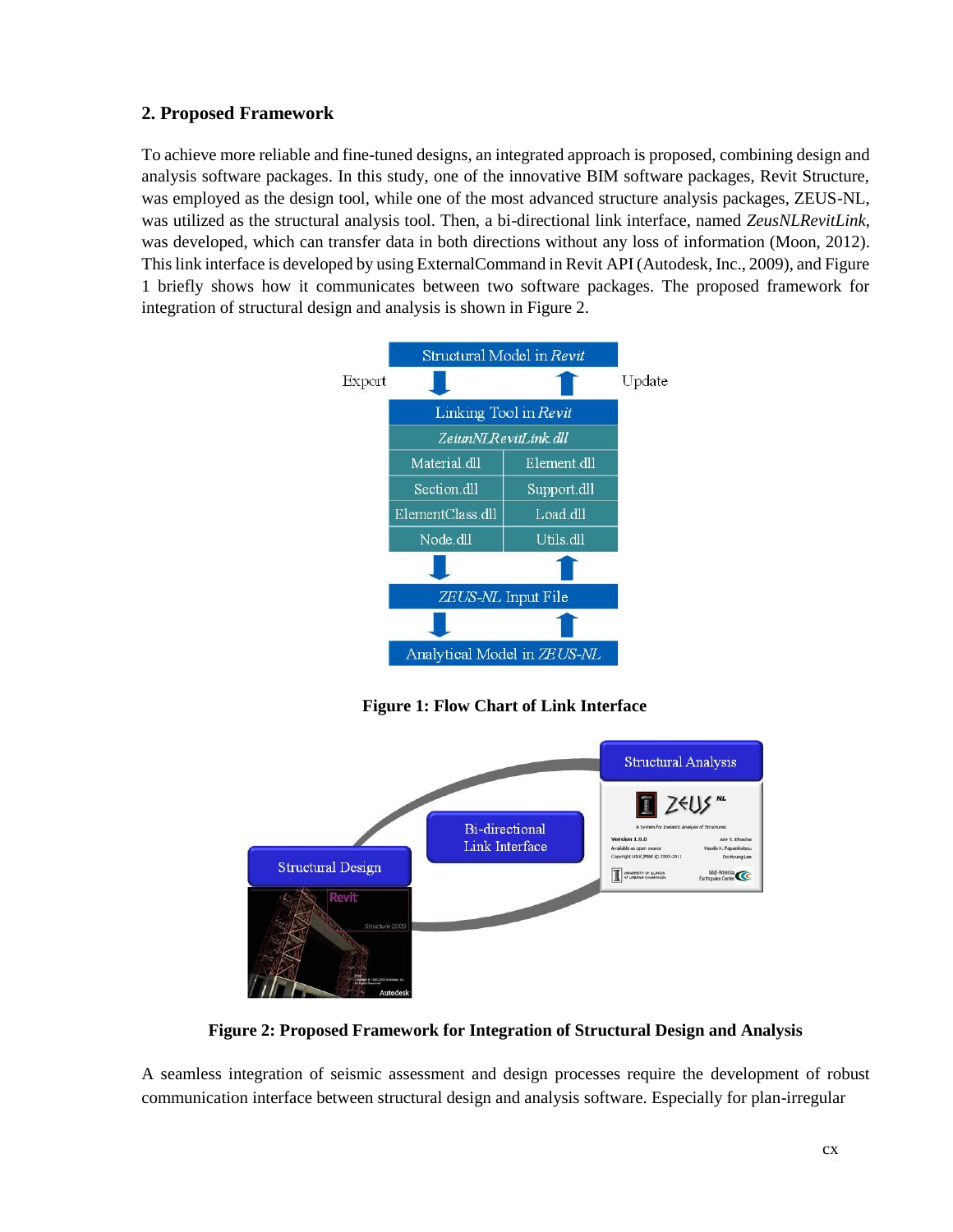## 2. Proposed Framework

To achieve more reliable and fine-tuned designs, an integrated approach is proposed, combining design and analysis software packages. In this study, one of the innovative BIM software packages, Revit Structure, was employed as the design tool, while one of the most advanced structure analysis packages, ZEUS-NL, was utilized as the structural analysis tool. Then, a bi-directional link interface, named *ZeusNLRevitLink*, was developed, which can transfer data in both directions without any loss of information (Moon, 2012). This link interface is developed by using ExternalCommand in Revit API (Autodesk, Inc., 2009), and Figure 1 briefly shows how it communicates between two software packages. The proposed framework for integration of structural design and analysis is shown in Figure 2.

**Figure 1: Flow Chart of Link Interface**

**Figure 2: Proposed Framework for Integration of Structural Design and Analysis**

A seamless integration of seismic assessment and design processes require the development of robust communication interface between structural design and analysis software. Especially for plan-irregular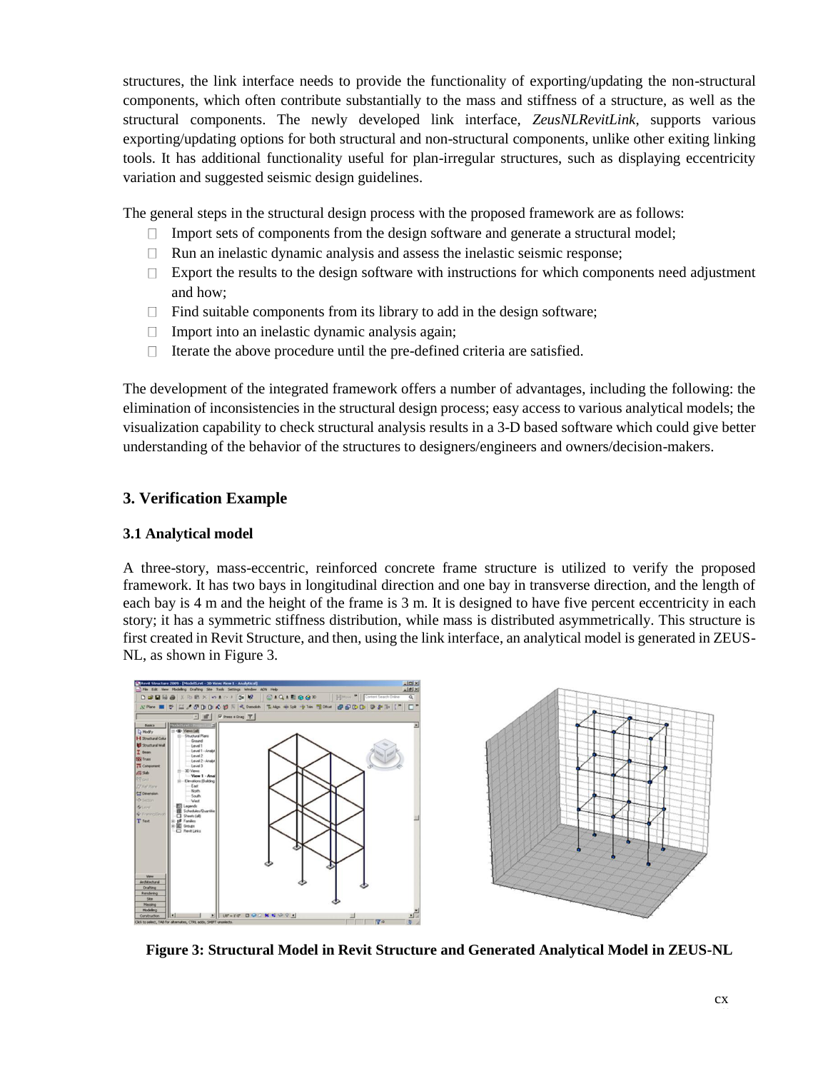structures, the link interface needs to provide the functionality of exporting/updating the non-structural components, which often contribute substantially to the mass and stiffness of a structure, as well as the structural components. The newly developed link interface, *ZeusNLRevitLink*, supports various exporting/updating options for both structural and non-structural components, unlike other exiting linking tools. It has additional functionality useful for plan-irregular structures, such as displaying eccentricity variation and suggested seismic design guidelines.

The general steps in the structural design process with the proposed framework are as follows:

- Import sets of components from the design software and generate a structural model;
- Run an inelastic dynamic analysis and assess the inelastic seismic response;
- Export the results to the design software with instructions for which components need adjustment and how;
- Find suitable components from its library to add in the design software;
- Import into an inelastic dynamic analysis again;
- Iterate the above procedure until the pre-defined criteria are satisfied.

The development of the integrated framework offers a number of advantages, including the following: the elimination of inconsistencies in the structural design process; easy access to various analytical models; the visualization capability to check structural analysis results in a 3-D based software which could give better understanding of the behavior of the structures to designers/engineers and owners/decision-makers.

## 3. Verification Example

### 3.1 Analytical model

A three-story, mass-eccentric, reinforced concrete frame structure is utilized to verify the proposed framework. It has two bays in longitudinal direction and one bay in transverse direction, and the length of each bay is 4 m and the height of the frame is 3 m. It is designed to have five percent eccentricity in each story; it has a symmetric stiffness distribution, while mass is distributed asymmetrically. This structure is first created in Revit Structure, and then, using the link interface, an analytical model is generated in ZEUS-NL, as shown in Figure 3.

**Figure 3: Structural Model in Revit Structure and Generated Analytical Model in ZEUS-NL**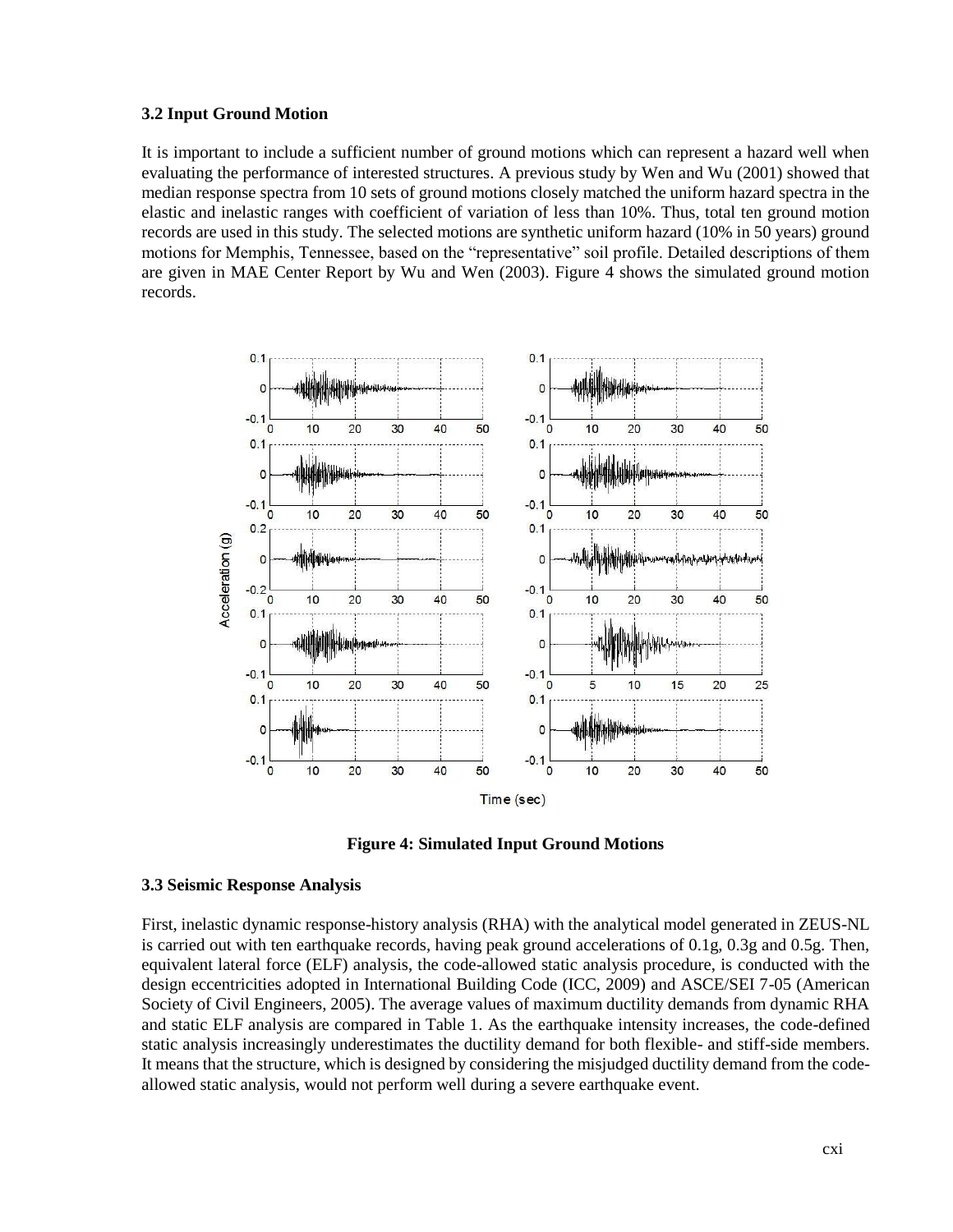### 3.2 Input Ground Motion

It is important to include a sufficient number of ground motions which can represent a hazard well when evaluating the performance of interested structures. A previous study by Wen and Wu (2001) showed that median response spectra from 10 sets of ground motions closely matched the uniform hazard spectra in the elastic and inelastic ranges with coefficient of variation of less than 10%. Thus, total ten ground motion records are used in this study. The selected motions are synthetic uniform hazard (10% in 50 years) ground motions for Memphis, Tennessee, based on the "representative" soil profile. Detailed descriptions of them are given in MAE Center Report by Wu and Wen (2003). Figure 4 shows the simulated ground motion records.

**Figure 4: Simulated Input Ground Motions**

### 3.3 Seismic Response Analysis

First, inelastic dynamic response-history analysis (RHA) with the analytical model generated in ZEUS-NL is carried out with ten earthquake records, having peak ground accelerations of 0.1g, 0.3g and 0.5g. Then, equivalent lateral force (ELF) analysis, the code-allowed static analysis procedure, is conducted with the design eccentricities adopted in International Building Code (ICC, 2009) and ASCE/SEI 7-05 (American Society of Civil Engineers, 2005). The average values of maximum ductility demands from dynamic RHA and static ELF analysis are compared in Table 1. As the earthquake intensity increases, the code-defined static analysis increasingly underestimates the ductility demand for both flexible- and stiff-side members. It means that the structure, which is designed by considering the misjudged ductility demand from the code-allowed static analysis, would not perform well during a severe earthquake event.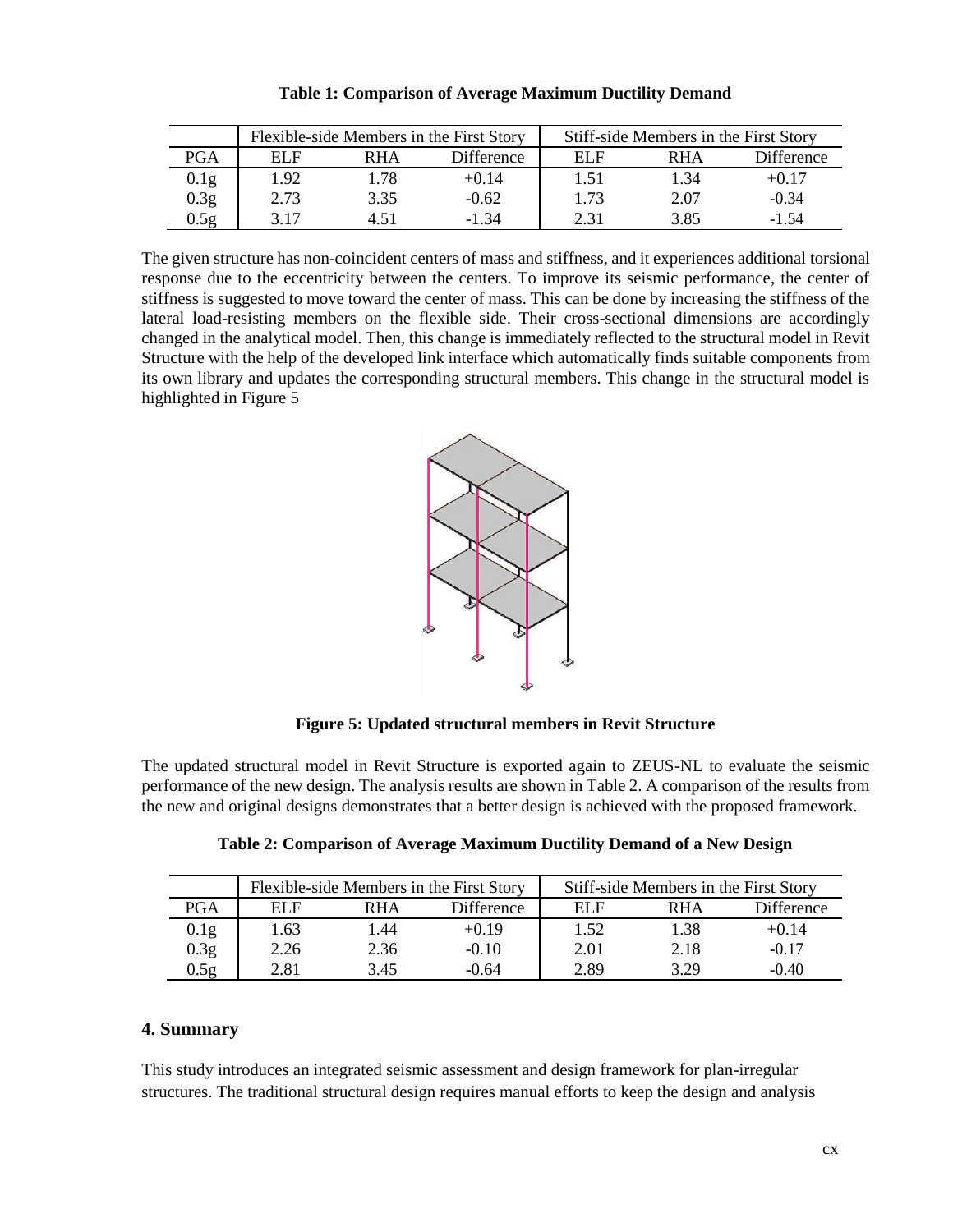**Table 1: Comparison of Average Maximum Ductility Demand**

| | Flexible-side Members in the First Story | | | Stiff-side Members in the First Story | | |
|---|---|---|---|---|---|---|
| PGA | ELF | RHA | Difference | ELF | RHA | Difference |
| 0.1g | 1.92 | 1.78 | +0.14 | 1.51 | 1.34 | +0.17 |
| 0.3g | 2.73 | 3.35 | -0.62 | 1.73 | 2.07 | -0.34 |
| 0.5g | 3.17 | 4.51 | -1.34 | 2.31 | 3.85 | -1.54 |

The given structure has non-coincident centers of mass and stiffness, and it experiences additional torsional response due to the eccentricity between the centers. To improve its seismic performance, the center of stiffness is suggested to move toward the center of mass. This can be done by increasing the stiffness of the lateral load-resisting members on the flexible side. Their cross-sectional dimensions are accordingly changed in the analytical model. Then, this change is immediately reflected to the structural model in Revit Structure with the help of the developed link interface which automatically finds suitable components from its own library and updates the corresponding structural members. This change in the structural model is highlighted in Figure 5

**Figure 5: Updated structural members in Revit Structure**

The updated structural model in Revit Structure is exported again to ZEUS-NL to evaluate the seismic performance of the new design. The analysis results are shown in Table 2. A comparison of the results from the new and original designs demonstrates that a better design is achieved with the proposed framework.

**Table 2: Comparison of Average Maximum Ductility Demand of a New Design**

| | Flexible-side Members in the First Story | | | Stiff-side Members in the First Story | | |
|---|---|---|---|---|---|---|
| PGA | ELF | RHA | Difference | ELF | RHA | Difference |
| 0.1g | 1.63 | 1.44 | +0.19 | 1.52 | 1.38 | +0.14 |
| 0.3g | 2.26 | 2.36 | -0.10 | 2.01 | 2.18 | -0.17 |
| 0.5g | 2.81 | 3.45 | -0.64 | 2.89 | 3.29 | -0.40 |

## 4. Summary

This study introduces an integrated seismic assessment and design framework for plan-irregular structures. The traditional structural design requires manual efforts to keep the design and analysis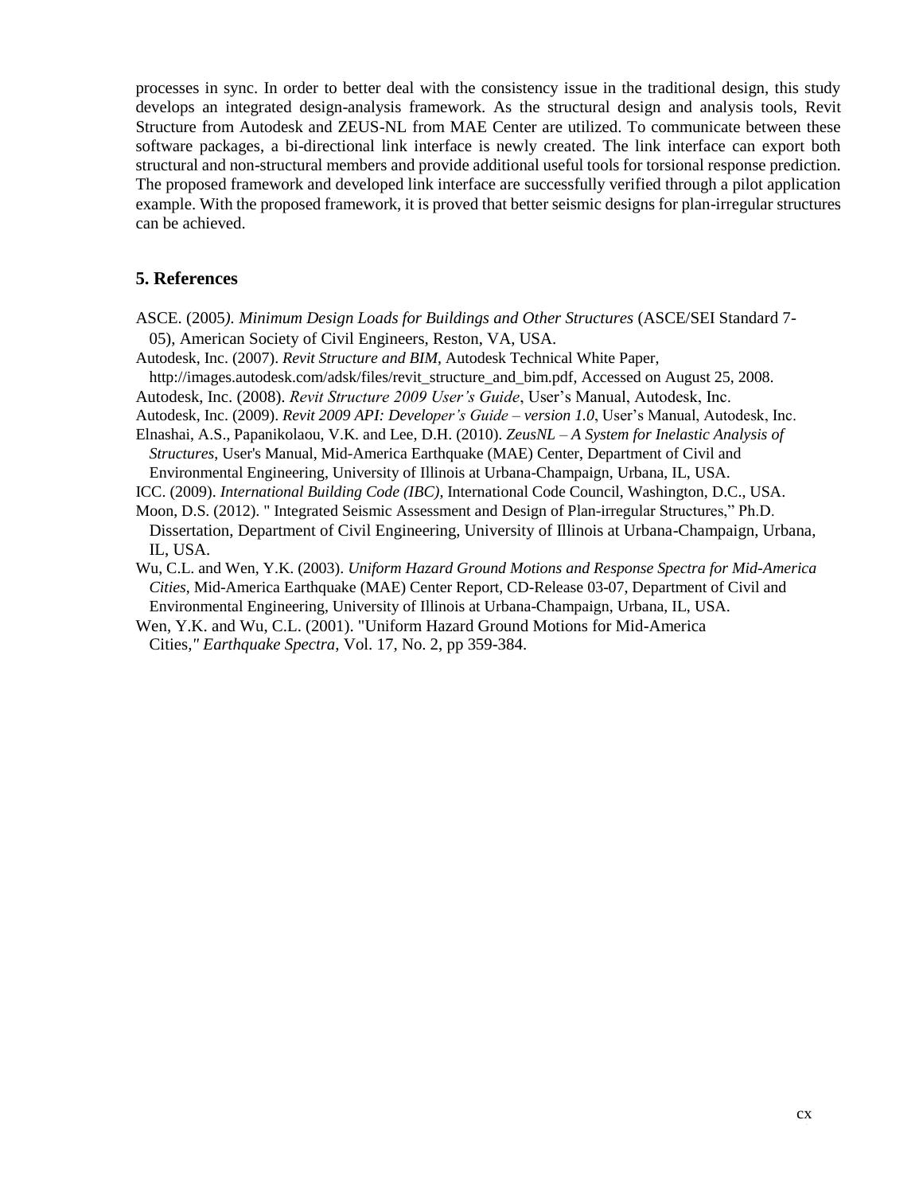processes in sync. In order to better deal with the consistency issue in the traditional design, this study develops an integrated design-analysis framework. As the structural design and analysis tools, Revit Structure from Autodesk and ZEUS-NL from MAE Center are utilized. To communicate between these software packages, a bi-directional link interface is newly created. The link interface can export both structural and non-structural members and provide additional useful tools for torsional response prediction. The proposed framework and developed link interface are successfully verified through a pilot application example. With the proposed framework, it is proved that better seismic designs for plan-irregular structures can be achieved.

## 5. References

ASCE. (2005). *Minimum Design Loads for Buildings and Other Structures* (ASCE/SEI Standard 7-05), American Society of Civil Engineers, Reston, VA, USA.

Autodesk, Inc. (2007). *Revit Structure and BIM*, Autodesk Technical White Paper, http://images.autodesk.com/adsk/files/revit_structure_and_bim.pdf, Accessed on August 25, 2008.

Autodesk, Inc. (2008). *Revit Structure 2009 User's Guide*, User's Manual, Autodesk, Inc.

Autodesk, Inc. (2009). *Revit 2009 API: Developer's Guide – version 1.0*, User's Manual, Autodesk, Inc.

Elnashai, A.S., Papanikolaou, V.K. and Lee, D.H. (2010). *ZeusNL – A System for Inelastic Analysis of Structures*, User's Manual, Mid-America Earthquake (MAE) Center, Department of Civil and Environmental Engineering, University of Illinois at Urbana-Champaign, Urbana, IL, USA.

ICC. (2009). *International Building Code (IBC)*, International Code Council, Washington, D.C., USA.

Moon, D.S. (2012). " Integrated Seismic Assessment and Design of Plan-irregular Structures," Ph.D. Dissertation, Department of Civil Engineering, University of Illinois at Urbana-Champaign, Urbana, IL, USA.

Wu, C.L. and Wen, Y.K. (2003). *Uniform Hazard Ground Motions and Response Spectra for Mid-America Cities*, Mid-America Earthquake (MAE) Center Report, CD-Release 03-07, Department of Civil and Environmental Engineering, University of Illinois at Urbana-Champaign, Urbana, IL, USA.

Wen, Y.K. and Wu, C.L. (2001). "Uniform Hazard Ground Motions for Mid-America Cities," *Earthquake Spectra*, Vol. 17, No. 2, pp 359-384.